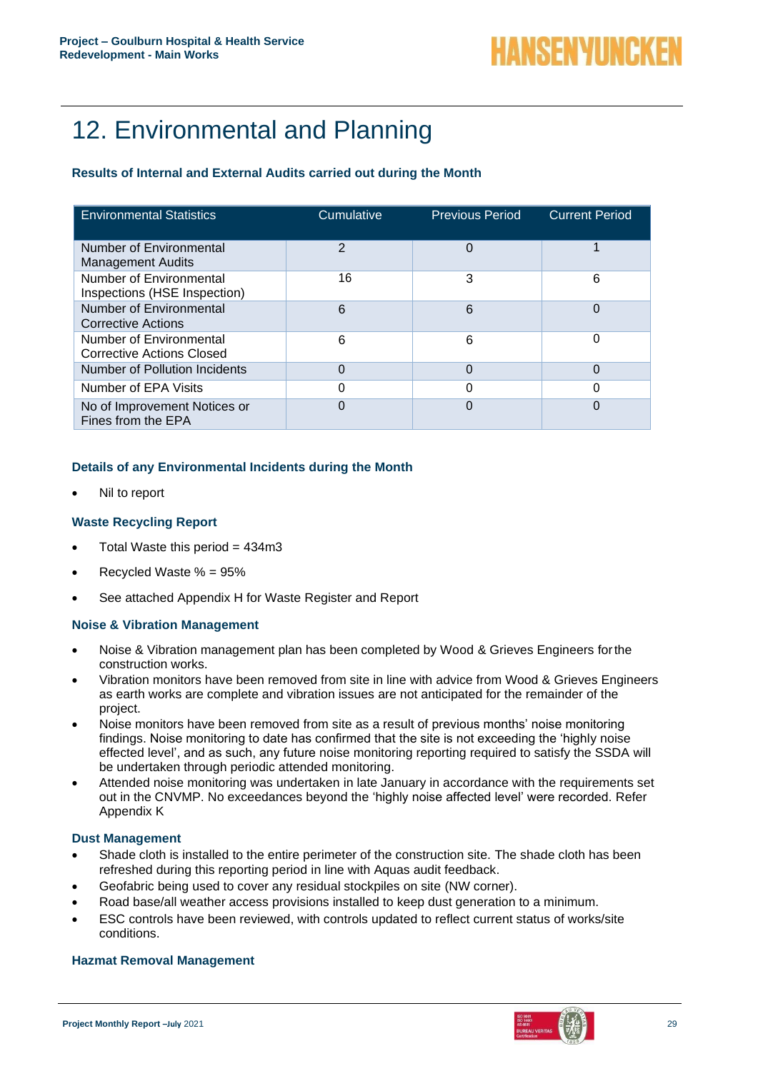# 12. Environmental and Planning

### Results of Internal and External Audits carried out during the Month

| Environmental Statistics | Cumulative | Previous Period | Current Period |
|---|---|---|---|
| Number of Environmental Management Audits | 2 | 0 | 1 |
| Number of Environmental Inspections (HSE Inspection) | 16 | 3 | 6 |
| Number of Environmental Corrective Actions | 6 | 6 | 0 |
| Number of Environmental Corrective Actions Closed | 6 | 6 | 0 |
| Number of Pollution Incidents | 0 | 0 | 0 |
| Number of EPA Visits | 0 | 0 | 0 |
| No of Improvement Notices or Fines from the EPA | 0 | 0 | 0 |

### Details of any Environmental Incidents during the Month

- Nil to report

### Waste Recycling Report

- Total Waste this period = 434m3
- Recycled Waste % = 95%
- See attached Appendix H for Waste Register and Report

### Noise & Vibration Management

- Noise & Vibration management plan has been completed by Wood & Grieves Engineers for the construction works.
- Vibration monitors have been removed from site in line with advice from Wood & Grieves Engineers as earth works are complete and vibration issues are not anticipated for the remainder of the project.
- Noise monitors have been removed from site as a result of previous months' noise monitoring findings. Noise monitoring to date has confirmed that the site is not exceeding the 'highly noise effected level', and as such, any future noise monitoring reporting required to satisfy the SSDA will be undertaken through periodic attended monitoring.
- Attended noise monitoring was undertaken in late January in accordance with the requirements set out in the CNVMP. No exceedances beyond the 'highly noise affected level' were recorded. Refer Appendix K

### Dust Management

- Shade cloth is installed to the entire perimeter of the construction site. The shade cloth has been refreshed during this reporting period in line with Aquas audit feedback.
- Geofabric being used to cover any residual stockpiles on site (NW corner).
- Road base/all weather access provisions installed to keep dust generation to a minimum.
- ESC controls have been reviewed, with controls updated to reflect current status of works/site conditions.

### Hazmat Removal Management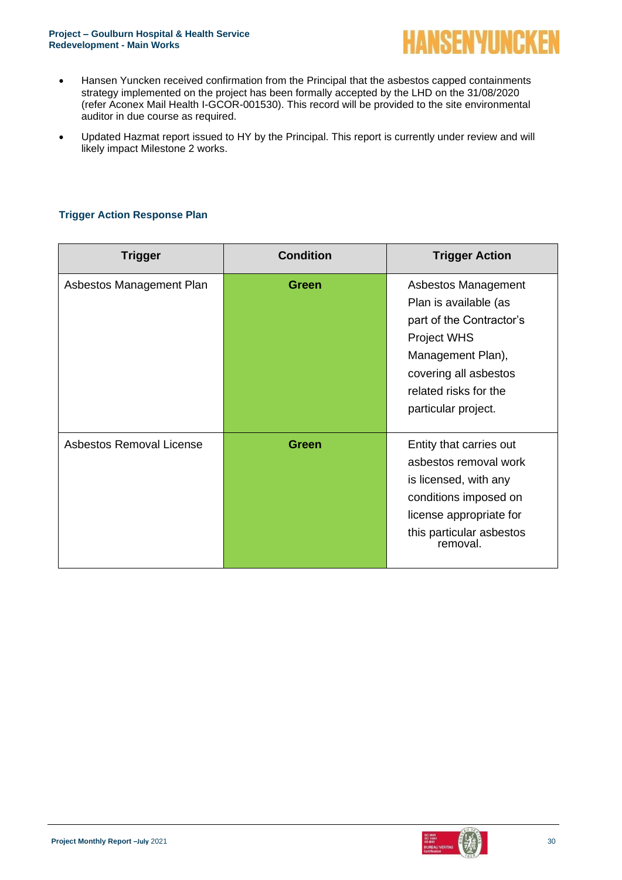- Hansen Yuncken received confirmation from the Principal that the asbestos capped containments strategy implemented on the project has been formally accepted by the LHD on the 31/08/2020 (refer Aconex Mail Health I-GCOR-001530). This record will be provided to the site environmental auditor in due course as required.
- Updated Hazmat report issued to HY by the Principal. This report is currently under review and will likely impact Milestone 2 works.

### Trigger Action Response Plan

| Trigger | Condition | Trigger Action |
|---|---|---|
| Asbestos Management Plan | **Green** | Asbestos Management Plan is available (as part of the Contractor's Project WHS Management Plan), covering all asbestos related risks for the particular project. |
| Asbestos Removal License | **Green** | Entity that carries out asbestos removal work is licensed, with any conditions imposed on license appropriate for this particular asbestos removal. |